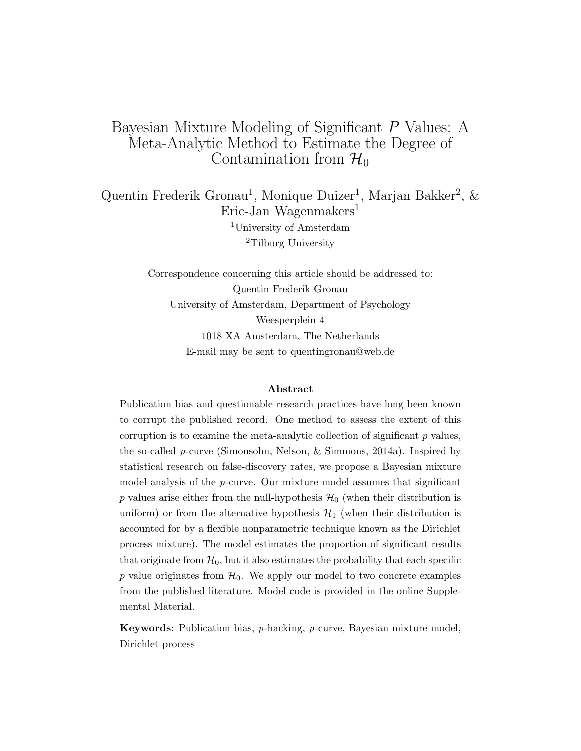# Bayesian Mixture Modeling of Significant $P$ Values: A Meta-Analytic Method to Estimate the Degree of Contamination from $\mathcal{H}_0$

Quentin Frederik Gronau[1], Monique Duizer[1], Marjan Bakker[2], & Eric-Jan Wagenmakers[1]

[1]University of Amsterdam

[2]Tilburg University

Correspondence concerning this article should be addressed to:
Quentin Frederik Gronau
University of Amsterdam, Department of Psychology
Weesperplein 4
1018 XA Amsterdam, The Netherlands
E-mail may be sent to quentingronau@web.de

## Abstract

Publication bias and questionable research practices have long been known to corrupt the published record. One method to assess the extent of this corruption is to examine the meta-analytic collection of significant $p$ values, the so-called $p$-curve (Simonsohn, Nelson, & Simmons, 2014a). Inspired by statistical research on false-discovery rates, we propose a Bayesian mixture model analysis of the $p$-curve. Our mixture model assumes that significant $p$ values arise either from the null-hypothesis $\mathcal{H}_0$ (when their distribution is uniform) or from the alternative hypothesis $\mathcal{H}_1$ (when their distribution is accounted for by a flexible nonparametric technique known as the Dirichlet process mixture). The model estimates the proportion of significant results that originate from $\mathcal{H}_0$, but it also estimates the probability that each specific $p$ value originates from $\mathcal{H}_0$. We apply our model to two concrete examples from the published literature. Model code is provided in the online Supplemental Material.

**Keywords**: Publication bias, $p$-hacking, $p$-curve, Bayesian mixture model, Dirichlet process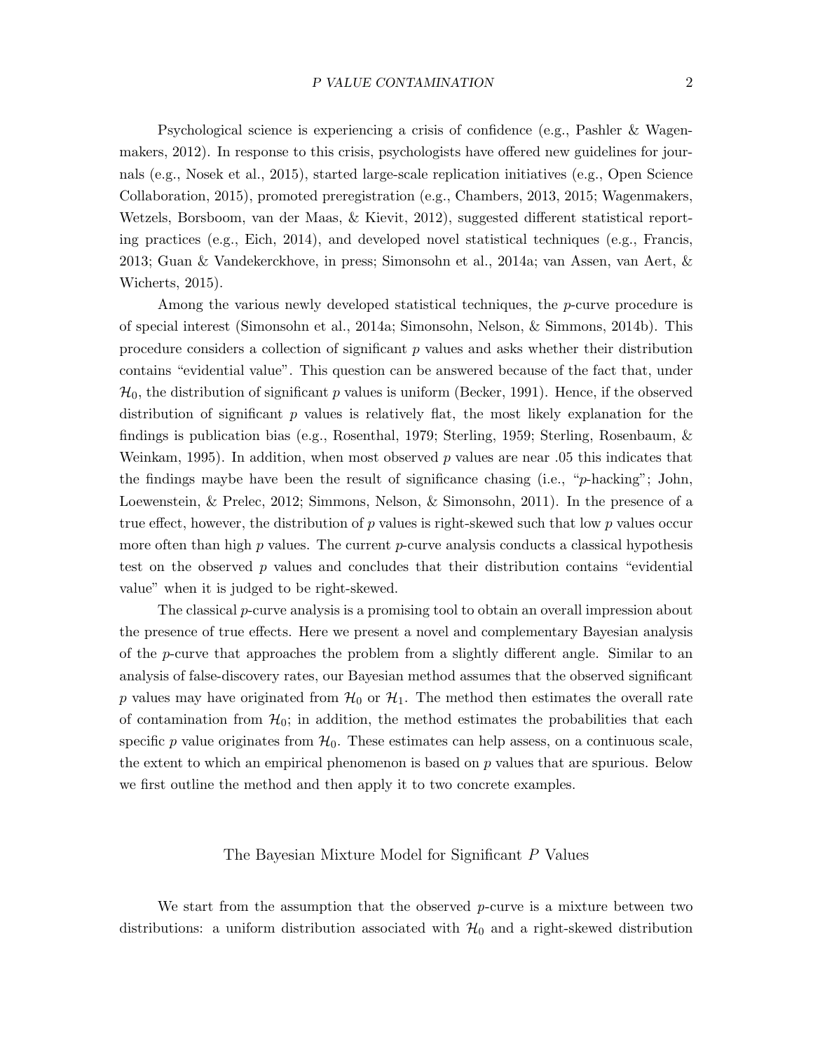Psychological science is experiencing a crisis of confidence (e.g., Pashler & Wagenmakers, 2012). In response to this crisis, psychologists have offered new guidelines for journals (e.g., Nosek et al., 2015), started large-scale replication initiatives (e.g., Open Science Collaboration, 2015), promoted preregistration (e.g., Chambers, 2013, 2015; Wagenmakers, Wetzels, Borsboom, van der Maas, & Kievit, 2012), suggested different statistical reporting practices (e.g., Eich, 2014), and developed novel statistical techniques (e.g., Francis, 2013; Guan & Vandekerckhove, in press; Simonsohn et al., 2014a; van Assen, van Aert, & Wicherts, 2015).

Among the various newly developed statistical techniques, the *p*-curve procedure is of special interest (Simonsohn et al., 2014a; Simonsohn, Nelson, & Simmons, 2014b). This procedure considers a collection of significant *p* values and asks whether their distribution contains "evidential value". This question can be answered because of the fact that, under $\mathcal{H}_0$, the distribution of significant *p* values is uniform (Becker, 1991). Hence, if the observed distribution of significant *p* values is relatively flat, the most likely explanation for the findings is publication bias (e.g., Rosenthal, 1979; Sterling, 1959; Sterling, Rosenbaum, & Weinkam, 1995). In addition, when most observed *p* values are near .05 this indicates that the findings maybe have been the result of significance chasing (i.e., "*p*-hacking"; John, Loewenstein, & Prelec, 2012; Simmons, Nelson, & Simonsohn, 2011). In the presence of a true effect, however, the distribution of *p* values is right-skewed such that low *p* values occur more often than high *p* values. The current *p*-curve analysis conducts a classical hypothesis test on the observed *p* values and concludes that their distribution contains "evidential value" when it is judged to be right-skewed.

The classical *p*-curve analysis is a promising tool to obtain an overall impression about the presence of true effects. Here we present a novel and complementary Bayesian analysis of the *p*-curve that approaches the problem from a slightly different angle. Similar to an analysis of false-discovery rates, our Bayesian method assumes that the observed significant *p* values may have originated from $\mathcal{H}_0$ or $\mathcal{H}_1$. The method then estimates the overall rate of contamination from $\mathcal{H}_0$; in addition, the method estimates the probabilities that each specific *p* value originates from $\mathcal{H}_0$. These estimates can help assess, on a continuous scale, the extent to which an empirical phenomenon is based on *p* values that are spurious. Below we first outline the method and then apply it to two concrete examples.

## The Bayesian Mixture Model for Significant *P* Values

We start from the assumption that the observed *p*-curve is a mixture between two distributions: a uniform distribution associated with $\mathcal{H}_0$ and a right-skewed distribution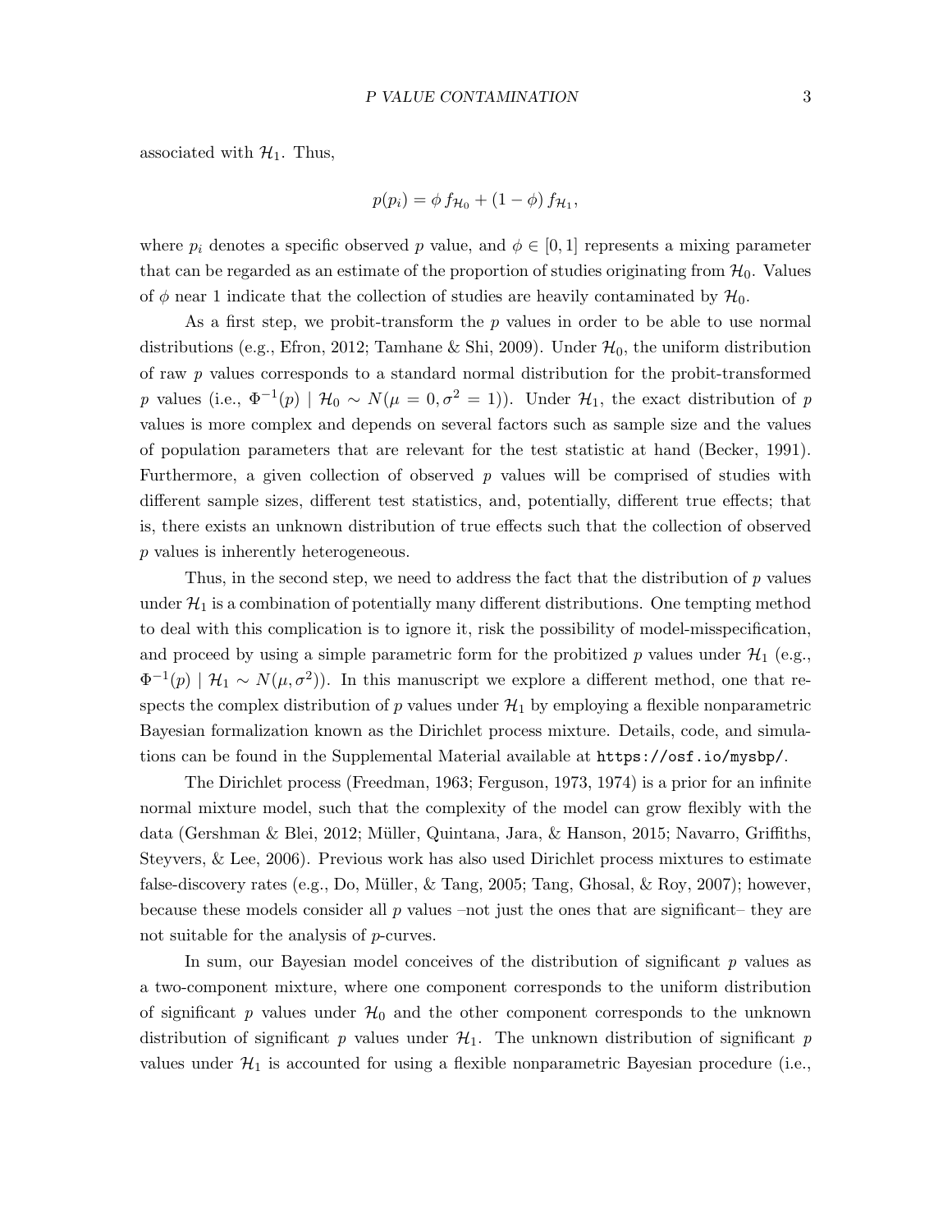associated with $\mathcal{H}_1$. Thus,

$$p(p_i) = \phi \, f_{\mathcal{H}_0} + (1 - \phi) \, f_{\mathcal{H}_1},$$

where $p_i$ denotes a specific observed $p$ value, and $\phi \in [0, 1]$ represents a mixing parameter that can be regarded as an estimate of the proportion of studies originating from $\mathcal{H}_0$. Values of $\phi$ near 1 indicate that the collection of studies are heavily contaminated by $\mathcal{H}_0$.

As a first step, we probit-transform the $p$ values in order to be able to use normal distributions (e.g., Efron, 2012; Tamhane & Shi, 2009). Under $\mathcal{H}_0$, the uniform distribution of raw $p$ values corresponds to a standard normal distribution for the probit-transformed $p$ values (i.e., $\Phi^{-1}(p) \mid \mathcal{H}_0 \sim N(\mu = 0, \sigma^2 = 1)$). Under $\mathcal{H}_1$, the exact distribution of $p$ values is more complex and depends on several factors such as sample size and the values of population parameters that are relevant for the test statistic at hand (Becker, 1991). Furthermore, a given collection of observed $p$ values will be comprised of studies with different sample sizes, different test statistics, and, potentially, different true effects; that is, there exists an unknown distribution of true effects such that the collection of observed $p$ values is inherently heterogeneous.

Thus, in the second step, we need to address the fact that the distribution of $p$ values under $\mathcal{H}_1$ is a combination of potentially many different distributions. One tempting method to deal with this complication is to ignore it, risk the possibility of model-misspecification, and proceed by using a simple parametric form for the probitized $p$ values under $\mathcal{H}_1$ (e.g., $\Phi^{-1}(p) \mid \mathcal{H}_1 \sim N(\mu, \sigma^2)$). In this manuscript we explore a different method, one that respects the complex distribution of $p$ values under $\mathcal{H}_1$ by employing a flexible nonparametric Bayesian formalization known as the Dirichlet process mixture. Details, code, and simulations can be found in the Supplemental Material available at `https://osf.io/mysbp/`.

The Dirichlet process (Freedman, 1963; Ferguson, 1973, 1974) is a prior for an infinite normal mixture model, such that the complexity of the model can grow flexibly with the data (Gershman & Blei, 2012; Müller, Quintana, Jara, & Hanson, 2015; Navarro, Griffiths, Steyvers, & Lee, 2006). Previous work has also used Dirichlet process mixtures to estimate false-discovery rates (e.g., Do, Müller, & Tang, 2005; Tang, Ghosal, & Roy, 2007); however, because these models consider all $p$ values –not just the ones that are significant– they are not suitable for the analysis of $p$-curves.

In sum, our Bayesian model conceives of the distribution of significant $p$ values as a two-component mixture, where one component corresponds to the uniform distribution of significant $p$ values under $\mathcal{H}_0$ and the other component corresponds to the unknown distribution of significant $p$ values under $\mathcal{H}_1$. The unknown distribution of significant $p$ values under $\mathcal{H}_1$ is accounted for using a flexible nonparametric Bayesian procedure (i.e.,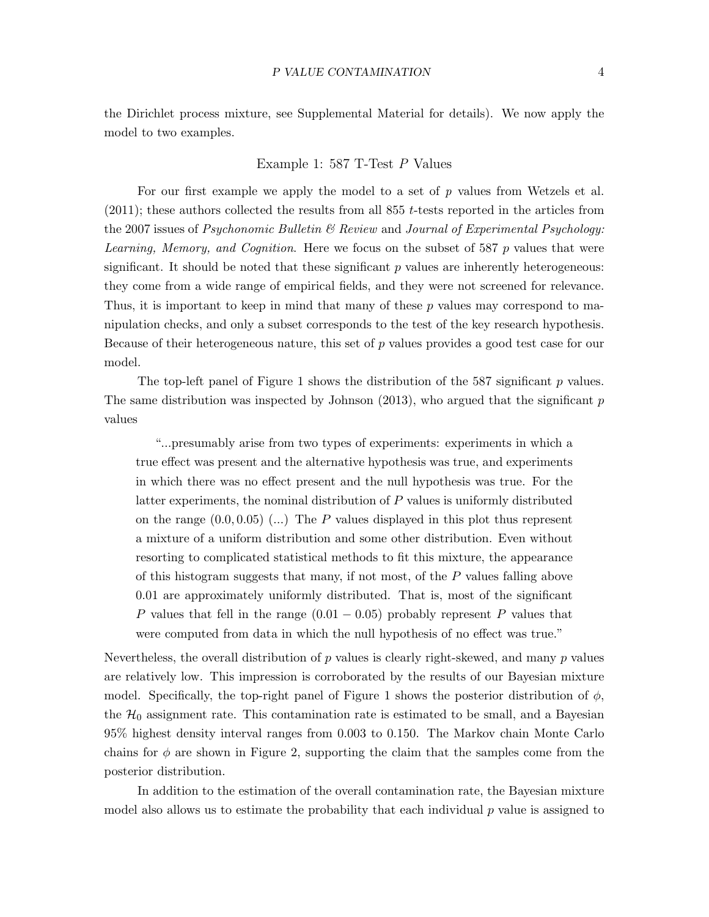the Dirichlet process mixture, see Supplemental Material for details). We now apply the model to two examples.

## Example 1: 587 T-Test *P* Values

For our first example we apply the model to a set of $p$ values from Wetzels et al. (2011); these authors collected the results from all 855 $t$-tests reported in the articles from the 2007 issues of *Psychonomic Bulletin & Review* and *Journal of Experimental Psychology: Learning, Memory, and Cognition*. Here we focus on the subset of 587 $p$ values that were significant. It should be noted that these significant $p$ values are inherently heterogeneous: they come from a wide range of empirical fields, and they were not screened for relevance. Thus, it is important to keep in mind that many of these $p$ values may correspond to manipulation checks, and only a subset corresponds to the test of the key research hypothesis. Because of their heterogeneous nature, this set of $p$ values provides a good test case for our model.

The top-left panel of Figure 1 shows the distribution of the 587 significant $p$ values. The same distribution was inspected by Johnson (2013), who argued that the significant $p$ values

> "...presumably arise from two types of experiments: experiments in which a true effect was present and the alternative hypothesis was true, and experiments in which there was no effect present and the null hypothesis was true. For the latter experiments, the nominal distribution of $P$ values is uniformly distributed on the range $(0.0, 0.05)$ (...) The $P$ values displayed in this plot thus represent a mixture of a uniform distribution and some other distribution. Even without resorting to complicated statistical methods to fit this mixture, the appearance of this histogram suggests that many, if not most, of the $P$ values falling above 0.01 are approximately uniformly distributed. That is, most of the significant $P$ values that fell in the range $(0.01 - 0.05)$ probably represent $P$ values that were computed from data in which the null hypothesis of no effect was true."

Nevertheless, the overall distribution of $p$ values is clearly right-skewed, and many $p$ values are relatively low. This impression is corroborated by the results of our Bayesian mixture model. Specifically, the top-right panel of Figure 1 shows the posterior distribution of $\phi$, the $\mathcal{H}_0$ assignment rate. This contamination rate is estimated to be small, and a Bayesian 95% highest density interval ranges from 0.003 to 0.150. The Markov chain Monte Carlo chains for $\phi$ are shown in Figure 2, supporting the claim that the samples come from the posterior distribution.

In addition to the estimation of the overall contamination rate, the Bayesian mixture model also allows us to estimate the probability that each individual $p$ value is assigned to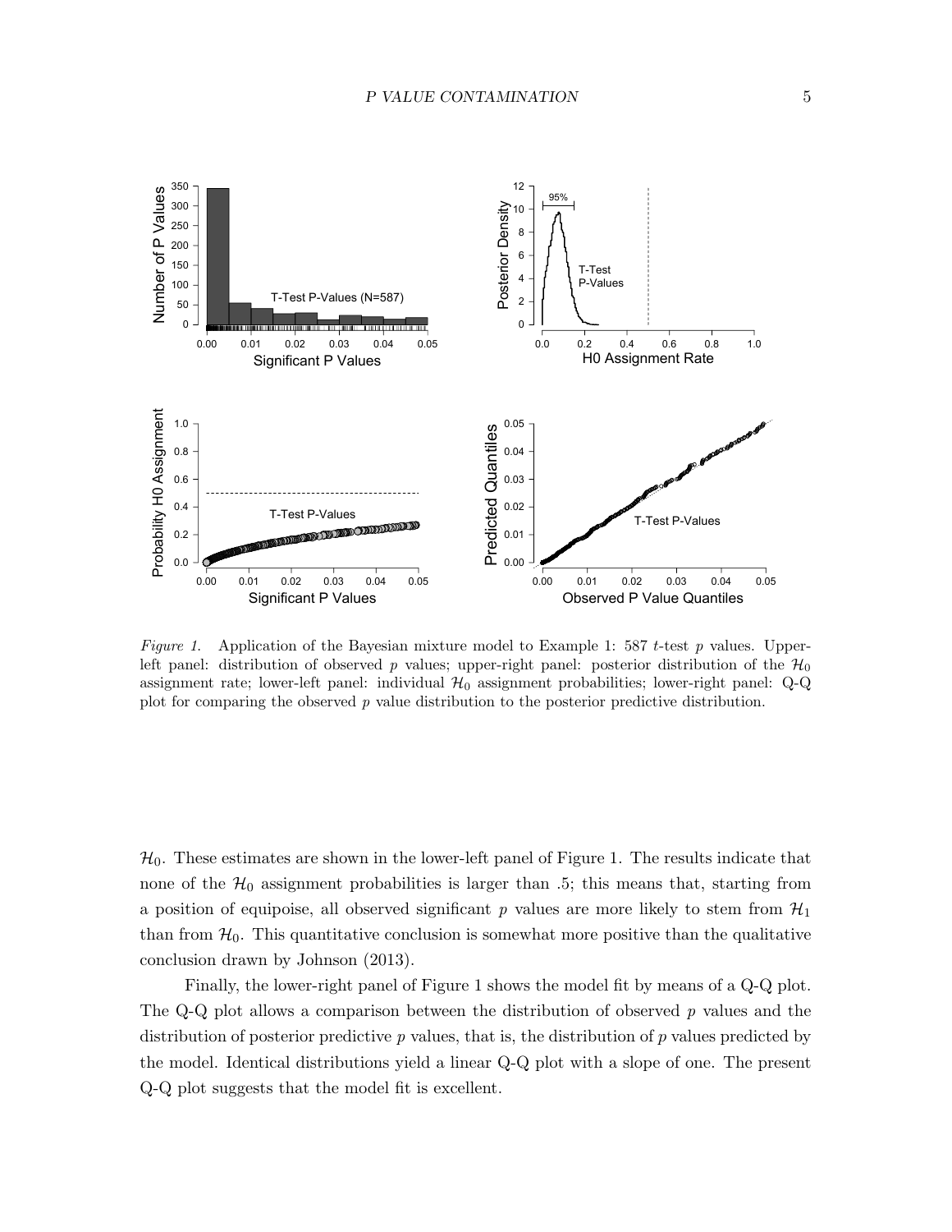*Figure 1.* Application of the Bayesian mixture model to Example 1: 587 $t$-test $p$ values. Upper-left panel: distribution of observed $p$ values; upper-right panel: posterior distribution of the $\mathcal{H}_0$ assignment rate; lower-left panel: individual $\mathcal{H}_0$ assignment probabilities; lower-right panel: Q-Q plot for comparing the observed $p$ value distribution to the posterior predictive distribution.

$\mathcal{H}_0$. These estimates are shown in the lower-left panel of Figure 1. The results indicate that none of the $\mathcal{H}_0$ assignment probabilities is larger than .5; this means that, starting from a position of equipoise, all observed significant $p$ values are more likely to stem from $\mathcal{H}_1$ than from $\mathcal{H}_0$. This quantitative conclusion is somewhat more positive than the qualitative conclusion drawn by Johnson (2013).

Finally, the lower-right panel of Figure 1 shows the model fit by means of a Q-Q plot. The Q-Q plot allows a comparison between the distribution of observed $p$ values and the distribution of posterior predictive $p$ values, that is, the distribution of $p$ values predicted by the model. Identical distributions yield a linear Q-Q plot with a slope of one. The present Q-Q plot suggests that the model fit is excellent.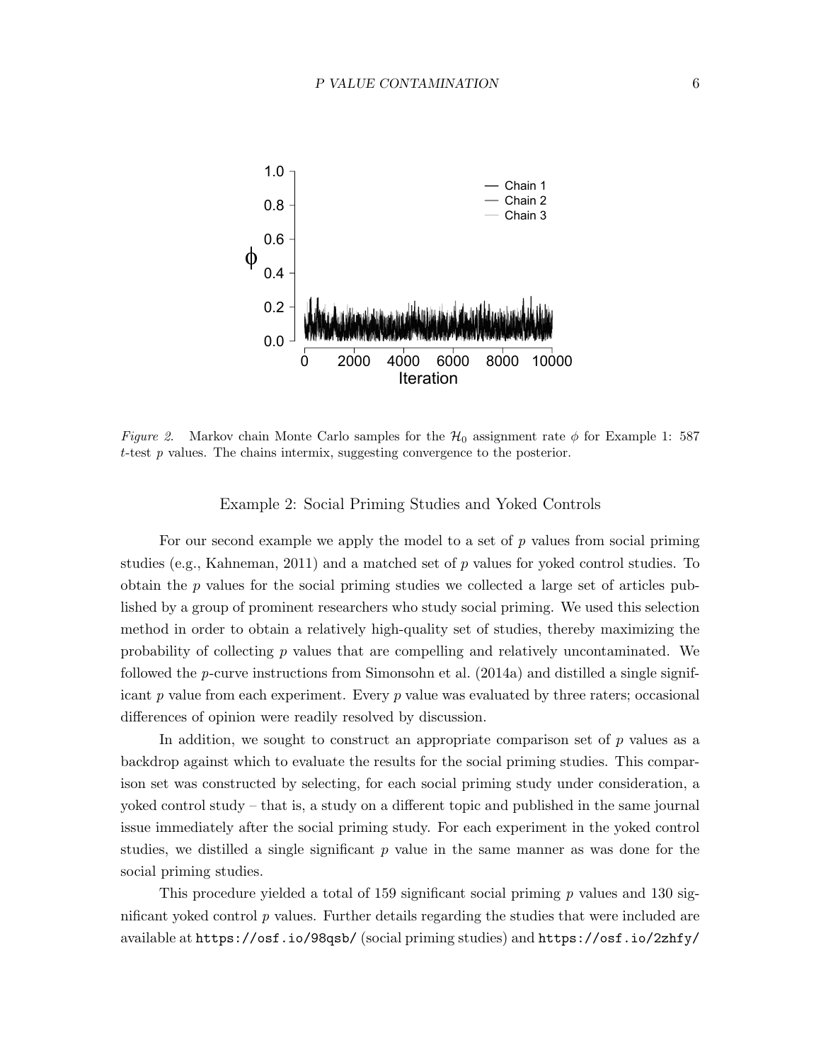*Figure 2.* Markov chain Monte Carlo samples for the $\mathcal{H}_0$ assignment rate $\phi$ for Example 1: 587 $t$-test $p$ values. The chains intermix, suggesting convergence to the posterior.

## Example 2: Social Priming Studies and Yoked Controls

For our second example we apply the model to a set of $p$ values from social priming studies (e.g., Kahneman, 2011) and a matched set of $p$ values for yoked control studies. To obtain the $p$ values for the social priming studies we collected a large set of articles published by a group of prominent researchers who study social priming. We used this selection method in order to obtain a relatively high-quality set of studies, thereby maximizing the probability of collecting $p$ values that are compelling and relatively uncontaminated. We followed the $p$-curve instructions from Simonsohn et al. (2014a) and distilled a single significant $p$ value from each experiment. Every $p$ value was evaluated by three raters; occasional differences of opinion were readily resolved by discussion.

In addition, we sought to construct an appropriate comparison set of $p$ values as a backdrop against which to evaluate the results for the social priming studies. This comparison set was constructed by selecting, for each social priming study under consideration, a yoked control study – that is, a study on a different topic and published in the same journal issue immediately after the social priming study. For each experiment in the yoked control studies, we distilled a single significant $p$ value in the same manner as was done for the social priming studies.

This procedure yielded a total of 159 significant social priming $p$ values and 130 significant yoked control $p$ values. Further details regarding the studies that were included are available at `https://osf.io/98qsb/` (social priming studies) and `https://osf.io/2zhfy/`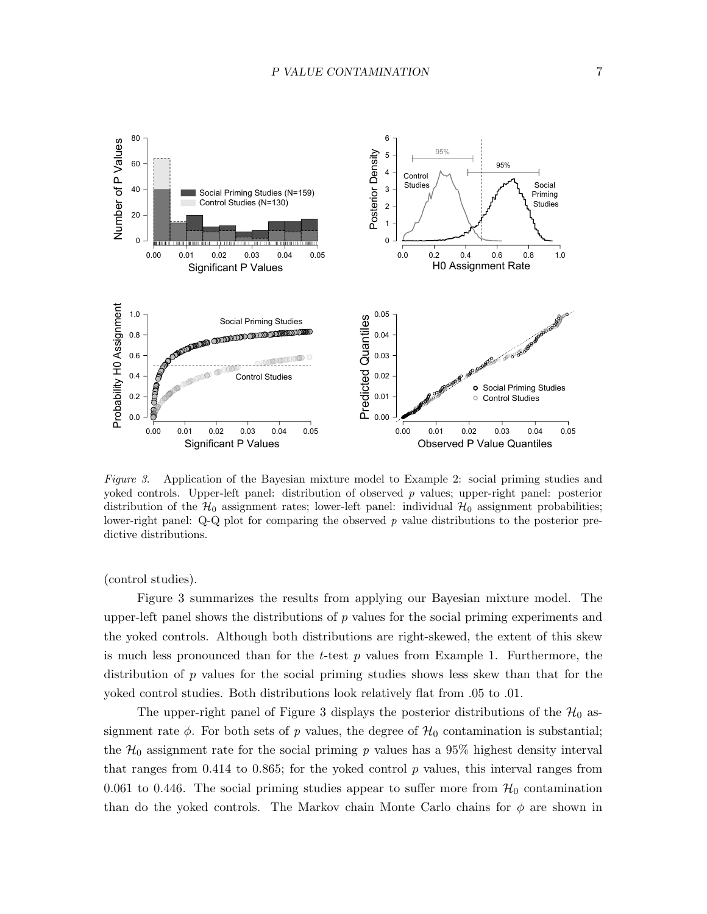*Figure 3*. Application of the Bayesian mixture model to Example 2: social priming studies and yoked controls. Upper-left panel: distribution of observed $p$ values; upper-right panel: posterior distribution of the $\mathcal{H}_0$ assignment rates; lower-left panel: individual $\mathcal{H}_0$ assignment probabilities; lower-right panel: Q-Q plot for comparing the observed $p$ value distributions to the posterior predictive distributions.

(control studies).

Figure 3 summarizes the results from applying our Bayesian mixture model. The upper-left panel shows the distributions of $p$ values for the social priming experiments and the yoked controls. Although both distributions are right-skewed, the extent of this skew is much less pronounced than for the $t$-test $p$ values from Example 1. Furthermore, the distribution of $p$ values for the social priming studies shows less skew than that for the yoked control studies. Both distributions look relatively flat from .05 to .01.

The upper-right panel of Figure 3 displays the posterior distributions of the $\mathcal{H}_0$ assignment rate $\phi$. For both sets of $p$ values, the degree of $\mathcal{H}_0$ contamination is substantial; the $\mathcal{H}_0$ assignment rate for the social priming $p$ values has a 95% highest density interval that ranges from 0.414 to 0.865; for the yoked control $p$ values, this interval ranges from 0.061 to 0.446. The social priming studies appear to suffer more from $\mathcal{H}_0$ contamination than do the yoked controls. The Markov chain Monte Carlo chains for $\phi$ are shown in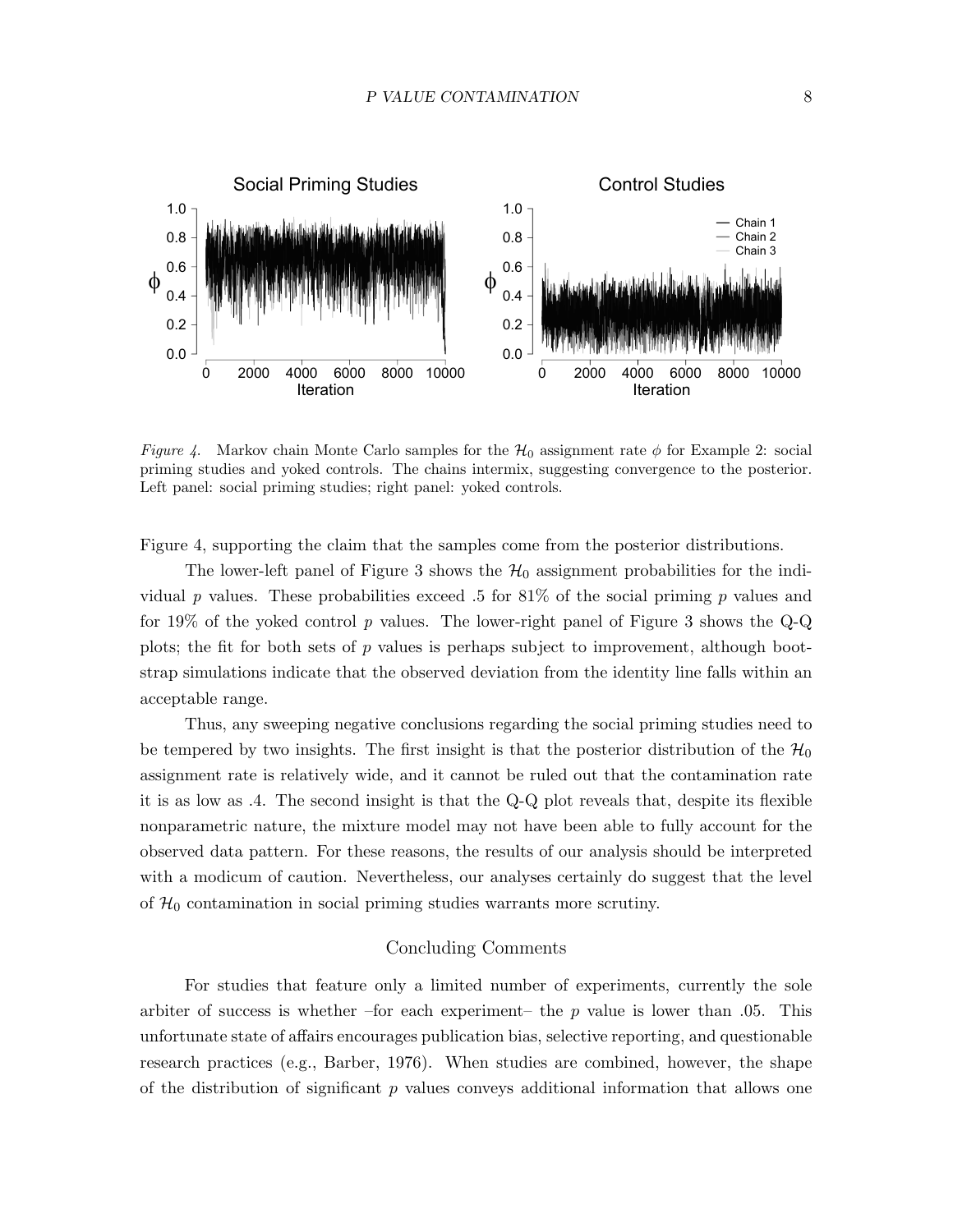*Figure 4.* Markov chain Monte Carlo samples for the $\mathcal{H}_0$ assignment rate $\phi$ for Example 2: social priming studies and yoked controls. The chains intermix, suggesting convergence to the posterior. Left panel: social priming studies; right panel: yoked controls.

Figure 4, supporting the claim that the samples come from the posterior distributions.

The lower-left panel of Figure 3 shows the $\mathcal{H}_0$ assignment probabilities for the individual $p$ values. These probabilities exceed .5 for 81% of the social priming $p$ values and for 19% of the yoked control $p$ values. The lower-right panel of Figure 3 shows the Q-Q plots; the fit for both sets of $p$ values is perhaps subject to improvement, although bootstrap simulations indicate that the observed deviation from the identity line falls within an acceptable range.

Thus, any sweeping negative conclusions regarding the social priming studies need to be tempered by two insights. The first insight is that the posterior distribution of the $\mathcal{H}_0$ assignment rate is relatively wide, and it cannot be ruled out that the contamination rate it is as low as .4. The second insight is that the Q-Q plot reveals that, despite its flexible nonparametric nature, the mixture model may not have been able to fully account for the observed data pattern. For these reasons, the results of our analysis should be interpreted with a modicum of caution. Nevertheless, our analyses certainly do suggest that the level of $\mathcal{H}_0$ contamination in social priming studies warrants more scrutiny.

## Concluding Comments

For studies that feature only a limited number of experiments, currently the sole arbiter of success is whether –for each experiment– the $p$ value is lower than .05. This unfortunate state of affairs encourages publication bias, selective reporting, and questionable research practices (e.g., Barber, 1976). When studies are combined, however, the shape of the distribution of significant $p$ values conveys additional information that allows one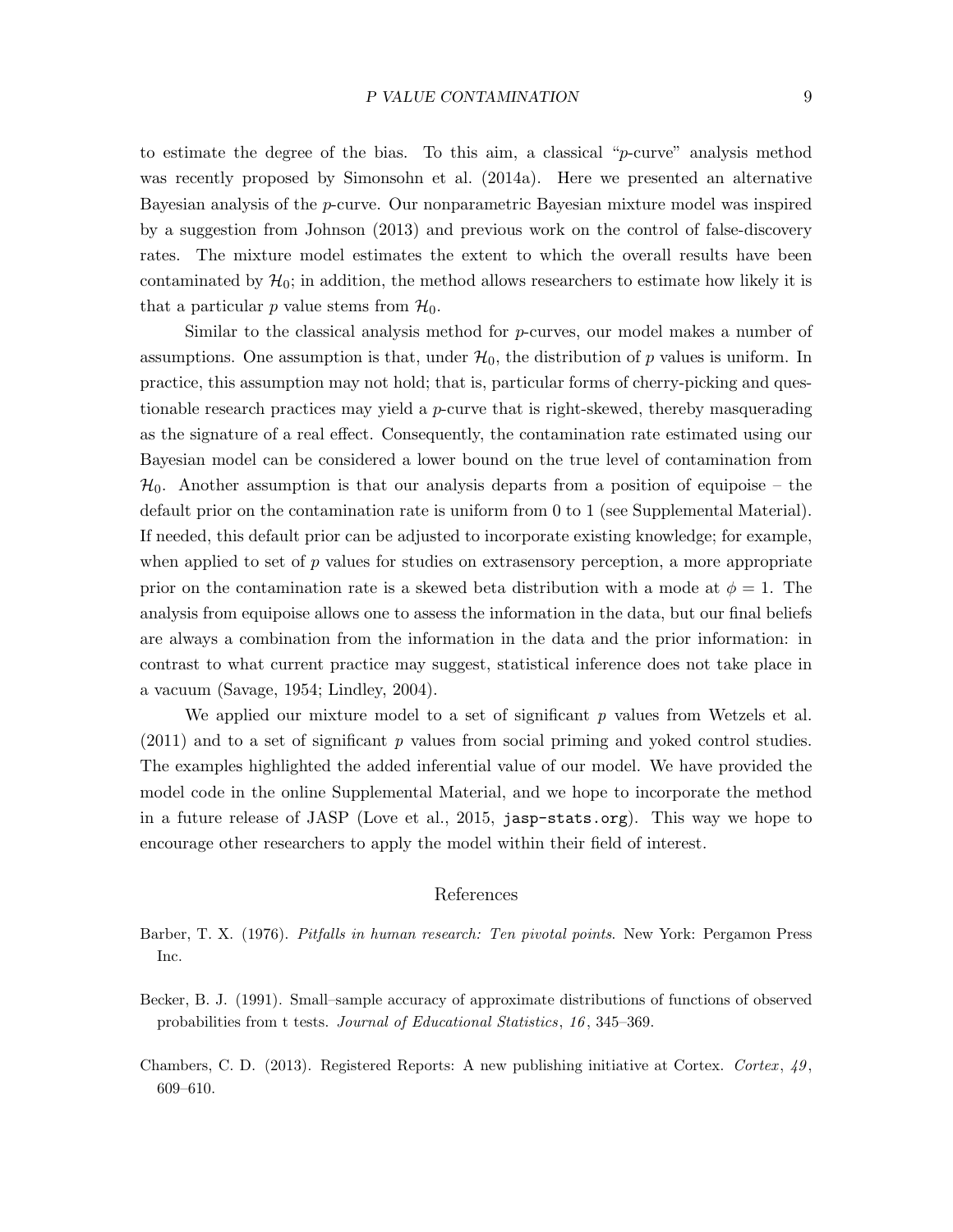to estimate the degree of the bias. To this aim, a classical "$p$-curve" analysis method was recently proposed by Simonsohn et al. (2014a). Here we presented an alternative Bayesian analysis of the $p$-curve. Our nonparametric Bayesian mixture model was inspired by a suggestion from Johnson (2013) and previous work on the control of false-discovery rates. The mixture model estimates the extent to which the overall results have been contaminated by $\mathcal{H}_0$; in addition, the method allows researchers to estimate how likely it is that a particular $p$ value stems from $\mathcal{H}_0$.

Similar to the classical analysis method for $p$-curves, our model makes a number of assumptions. One assumption is that, under $\mathcal{H}_0$, the distribution of $p$ values is uniform. In practice, this assumption may not hold; that is, particular forms of cherry-picking and questionable research practices may yield a $p$-curve that is right-skewed, thereby masquerading as the signature of a real effect. Consequently, the contamination rate estimated using our Bayesian model can be considered a lower bound on the true level of contamination from $\mathcal{H}_0$. Another assumption is that our analysis departs from a position of equipoise – the default prior on the contamination rate is uniform from 0 to 1 (see Supplemental Material). If needed, this default prior can be adjusted to incorporate existing knowledge; for example, when applied to set of $p$ values for studies on extrasensory perception, a more appropriate prior on the contamination rate is a skewed beta distribution with a mode at $\phi = 1$. The analysis from equipoise allows one to assess the information in the data, but our final beliefs are always a combination from the information in the data and the prior information: in contrast to what current practice may suggest, statistical inference does not take place in a vacuum (Savage, 1954; Lindley, 2004).

We applied our mixture model to a set of significant $p$ values from Wetzels et al. (2011) and to a set of significant $p$ values from social priming and yoked control studies. The examples highlighted the added inferential value of our model. We have provided the model code in the online Supplemental Material, and we hope to incorporate the method in a future release of JASP (Love et al., 2015, `jasp-stats.org`). This way we hope to encourage other researchers to apply the model within their field of interest.

## References

Barber, T. X. (1976). *Pitfalls in human research: Ten pivotal points*. New York: Pergamon Press Inc.

Becker, B. J. (1991). Small–sample accuracy of approximate distributions of functions of observed probabilities from t tests. *Journal of Educational Statistics*, *16*, 345–369.

Chambers, C. D. (2013). Registered Reports: A new publishing initiative at Cortex. *Cortex*, *49*, 609–610.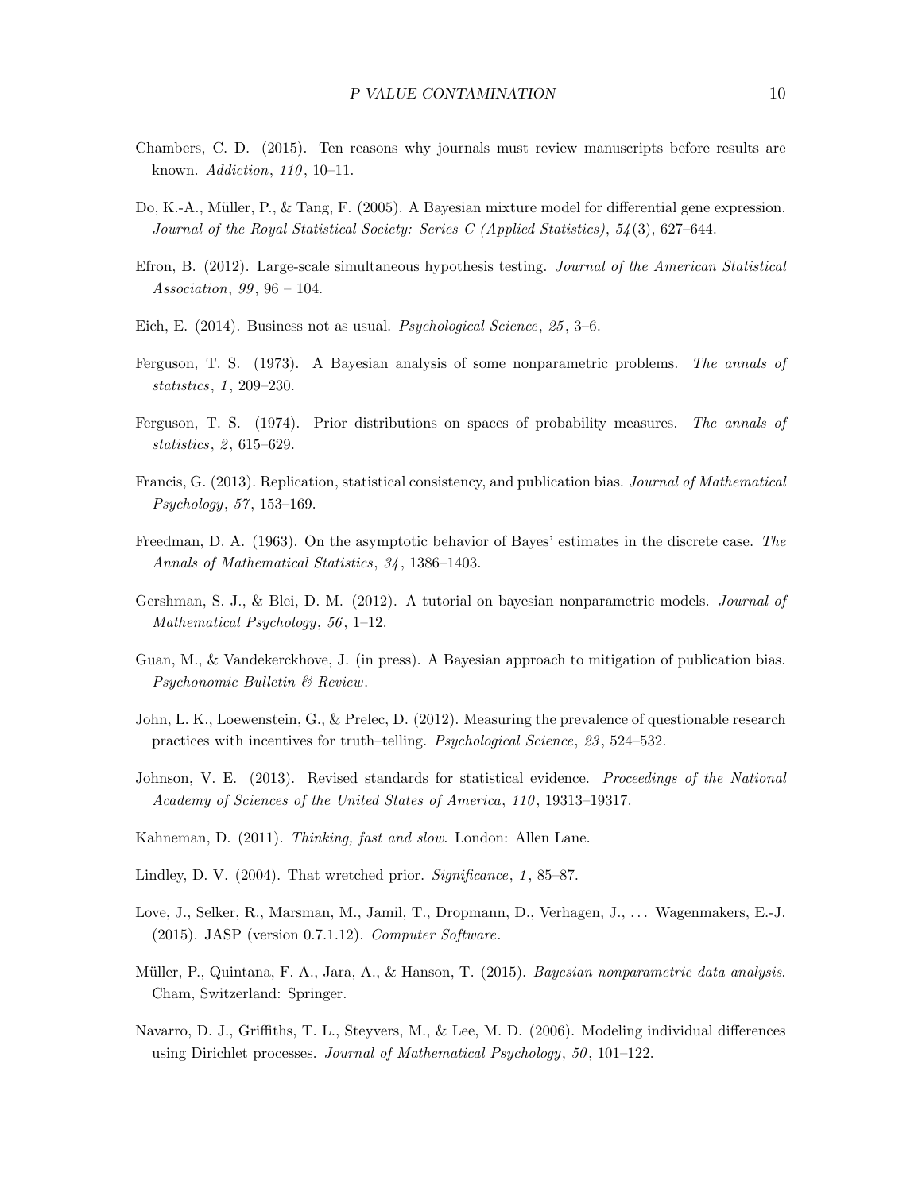Chambers, C. D. (2015). Ten reasons why journals must review manuscripts before results are known. *Addiction*, *110*, 10–11.

Do, K.-A., Müller, P., & Tang, F. (2005). A Bayesian mixture model for differential gene expression. *Journal of the Royal Statistical Society: Series C (Applied Statistics)*, *54*(3), 627–644.

Efron, B. (2012). Large-scale simultaneous hypothesis testing. *Journal of the American Statistical Association*, *99*, 96 – 104.

Eich, E. (2014). Business not as usual. *Psychological Science*, *25*, 3–6.

Ferguson, T. S. (1973). A Bayesian analysis of some nonparametric problems. *The annals of statistics*, *1*, 209–230.

Ferguson, T. S. (1974). Prior distributions on spaces of probability measures. *The annals of statistics*, *2*, 615–629.

Francis, G. (2013). Replication, statistical consistency, and publication bias. *Journal of Mathematical Psychology*, *57*, 153–169.

Freedman, D. A. (1963). On the asymptotic behavior of Bayes' estimates in the discrete case. *The Annals of Mathematical Statistics*, *34*, 1386–1403.

Gershman, S. J., & Blei, D. M. (2012). A tutorial on bayesian nonparametric models. *Journal of Mathematical Psychology*, *56*, 1–12.

Guan, M., & Vandekerckhove, J. (in press). A Bayesian approach to mitigation of publication bias. *Psychonomic Bulletin & Review*.

John, L. K., Loewenstein, G., & Prelec, D. (2012). Measuring the prevalence of questionable research practices with incentives for truth–telling. *Psychological Science*, *23*, 524–532.

Johnson, V. E. (2013). Revised standards for statistical evidence. *Proceedings of the National Academy of Sciences of the United States of America*, *110*, 19313–19317.

Kahneman, D. (2011). *Thinking, fast and slow*. London: Allen Lane.

Lindley, D. V. (2004). That wretched prior. *Significance*, *1*, 85–87.

Love, J., Selker, R., Marsman, M., Jamil, T., Dropmann, D., Verhagen, J., ... Wagenmakers, E.-J. (2015). JASP (version 0.7.1.12). *Computer Software*.

Müller, P., Quintana, F. A., Jara, A., & Hanson, T. (2015). *Bayesian nonparametric data analysis*. Cham, Switzerland: Springer.

Navarro, D. J., Griffiths, T. L., Steyvers, M., & Lee, M. D. (2006). Modeling individual differences using Dirichlet processes. *Journal of Mathematical Psychology*, *50*, 101–122.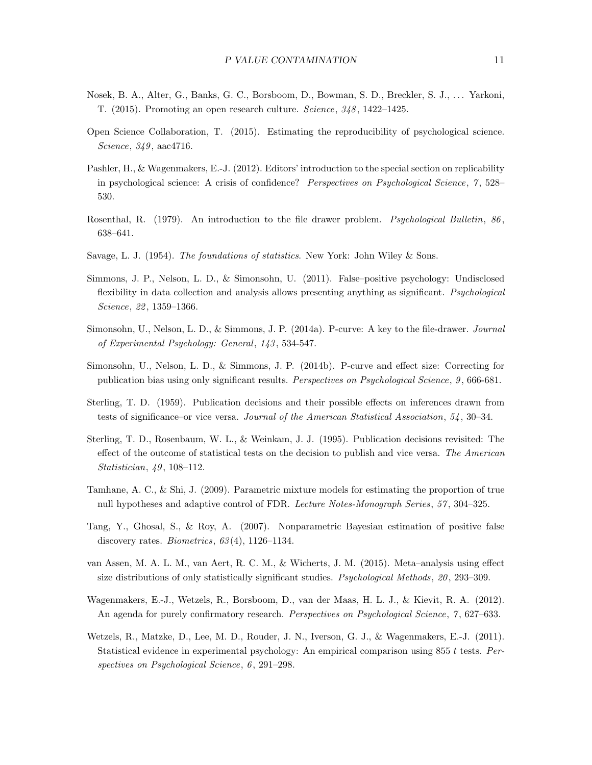Nosek, B. A., Alter, G., Banks, G. C., Borsboom, D., Bowman, S. D., Breckler, S. J., ... Yarkoni, T. (2015). Promoting an open research culture. *Science*, *348*, 1422–1425.

Open Science Collaboration, T. (2015). Estimating the reproducibility of psychological science. *Science*, *349*, aac4716.

Pashler, H., & Wagenmakers, E.-J. (2012). Editors' introduction to the special section on replicability in psychological science: A crisis of confidence? *Perspectives on Psychological Science*, *7*, 528–530.

Rosenthal, R. (1979). An introduction to the file drawer problem. *Psychological Bulletin*, *86*, 638–641.

Savage, L. J. (1954). *The foundations of statistics.* New York: John Wiley & Sons.

Simmons, J. P., Nelson, L. D., & Simonsohn, U. (2011). False–positive psychology: Undisclosed flexibility in data collection and analysis allows presenting anything as significant. *Psychological Science*, *22*, 1359–1366.

Simonsohn, U., Nelson, L. D., & Simmons, J. P. (2014a). P-curve: A key to the file-drawer. *Journal of Experimental Psychology: General*, *143*, 534-547.

Simonsohn, U., Nelson, L. D., & Simmons, J. P. (2014b). P-curve and effect size: Correcting for publication bias using only significant results. *Perspectives on Psychological Science*, *9*, 666-681.

Sterling, T. D. (1959). Publication decisions and their possible effects on inferences drawn from tests of significance–or vice versa. *Journal of the American Statistical Association*, *54*, 30–34.

Sterling, T. D., Rosenbaum, W. L., & Weinkam, J. J. (1995). Publication decisions revisited: The effect of the outcome of statistical tests on the decision to publish and vice versa. *The American Statistician*, *49*, 108–112.

Tamhane, A. C., & Shi, J. (2009). Parametric mixture models for estimating the proportion of true null hypotheses and adaptive control of FDR. *Lecture Notes-Monograph Series*, *57*, 304–325.

Tang, Y., Ghosal, S., & Roy, A. (2007). Nonparametric Bayesian estimation of positive false discovery rates. *Biometrics*, *63*(4), 1126–1134.

van Assen, M. A. L. M., van Aert, R. C. M., & Wicherts, J. M. (2015). Meta–analysis using effect size distributions of only statistically significant studies. *Psychological Methods*, *20*, 293–309.

Wagenmakers, E.-J., Wetzels, R., Borsboom, D., van der Maas, H. L. J., & Kievit, R. A. (2012). An agenda for purely confirmatory research. *Perspectives on Psychological Science*, *7*, 627–633.

Wetzels, R., Matzke, D., Lee, M. D., Rouder, J. N., Iverson, G. J., & Wagenmakers, E.-J. (2011). Statistical evidence in experimental psychology: An empirical comparison using 855 $t$ tests. *Perspectives on Psychological Science*, *6*, 291–298.